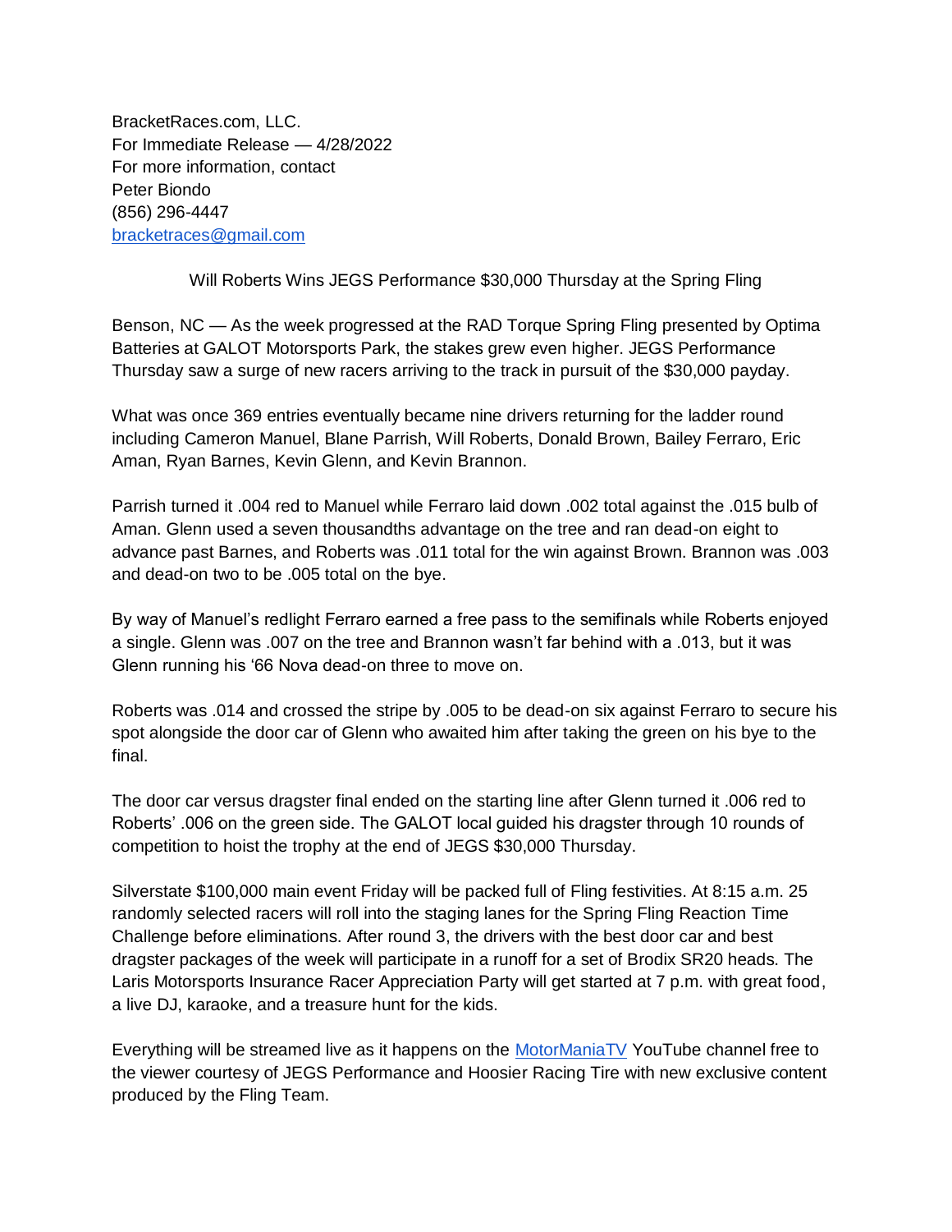BracketRaces.com, LLC.
For Immediate Release — 4/28/2022
For more information, contact
Peter Biondo
(856) 296-4447
[bracketraces@gmail.com](mailto:bracketraces@gmail.com)

## Will Roberts Wins JEGS Performance $30,000 Thursday at the Spring Fling

Benson, NC — As the week progressed at the RAD Torque Spring Fling presented by Optima Batteries at GALOT Motorsports Park, the stakes grew even higher. JEGS Performance Thursday saw a surge of new racers arriving to the track in pursuit of the $30,000 payday.

What was once 369 entries eventually became nine drivers returning for the ladder round including Cameron Manuel, Blane Parrish, Will Roberts, Donald Brown, Bailey Ferraro, Eric Aman, Ryan Barnes, Kevin Glenn, and Kevin Brannon.

Parrish turned it .004 red to Manuel while Ferraro laid down .002 total against the .015 bulb of Aman. Glenn used a seven thousandths advantage on the tree and ran dead-on eight to advance past Barnes, and Roberts was .011 total for the win against Brown. Brannon was .003 and dead-on two to be .005 total on the bye.

By way of Manuel's redlight Ferraro earned a free pass to the semifinals while Roberts enjoyed a single. Glenn was .007 on the tree and Brannon wasn't far behind with a .013, but it was Glenn running his '66 Nova dead-on three to move on.

Roberts was .014 and crossed the stripe by .005 to be dead-on six against Ferraro to secure his spot alongside the door car of Glenn who awaited him after taking the green on his bye to the final.

The door car versus dragster final ended on the starting line after Glenn turned it .006 red to Roberts' .006 on the green side. The GALOT local guided his dragster through 10 rounds of competition to hoist the trophy at the end of JEGS $30,000 Thursday.

Silverstate $100,000 main event Friday will be packed full of Fling festivities. At 8:15 a.m. 25 randomly selected racers will roll into the staging lanes for the Spring Fling Reaction Time Challenge before eliminations. After round 3, the drivers with the best door car and best dragster packages of the week will participate in a runoff for a set of Brodix SR20 heads. The Laris Motorsports Insurance Racer Appreciation Party will get started at 7 p.m. with great food, a live DJ, karaoke, and a treasure hunt for the kids.

Everything will be streamed live as it happens on the [MotorManiaTV](https://www.youtube.com/MotorManiaTV) YouTube channel free to the viewer courtesy of JEGS Performance and Hoosier Racing Tire with new exclusive content produced by the Fling Team.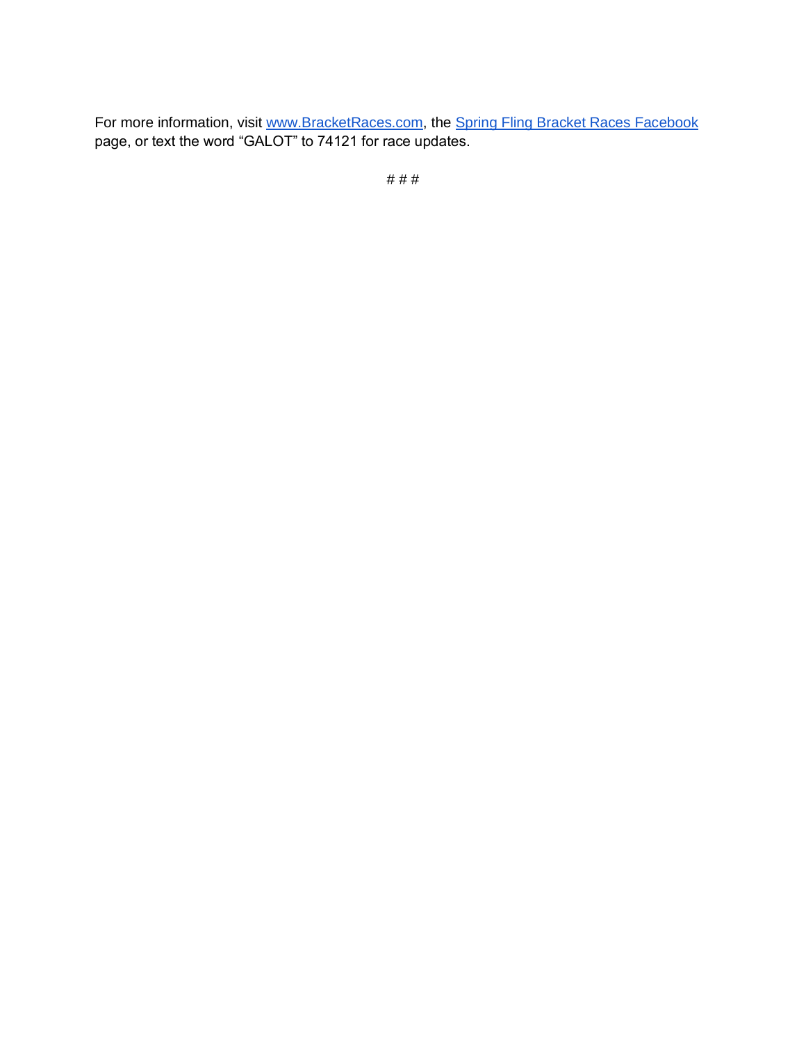For more information, visit [www.BracketRaces.com](http://www.BracketRaces.com), the [Spring Fling Bracket Races Facebook](#) page, or text the word "GALOT" to 74121 for race updates.

# # #